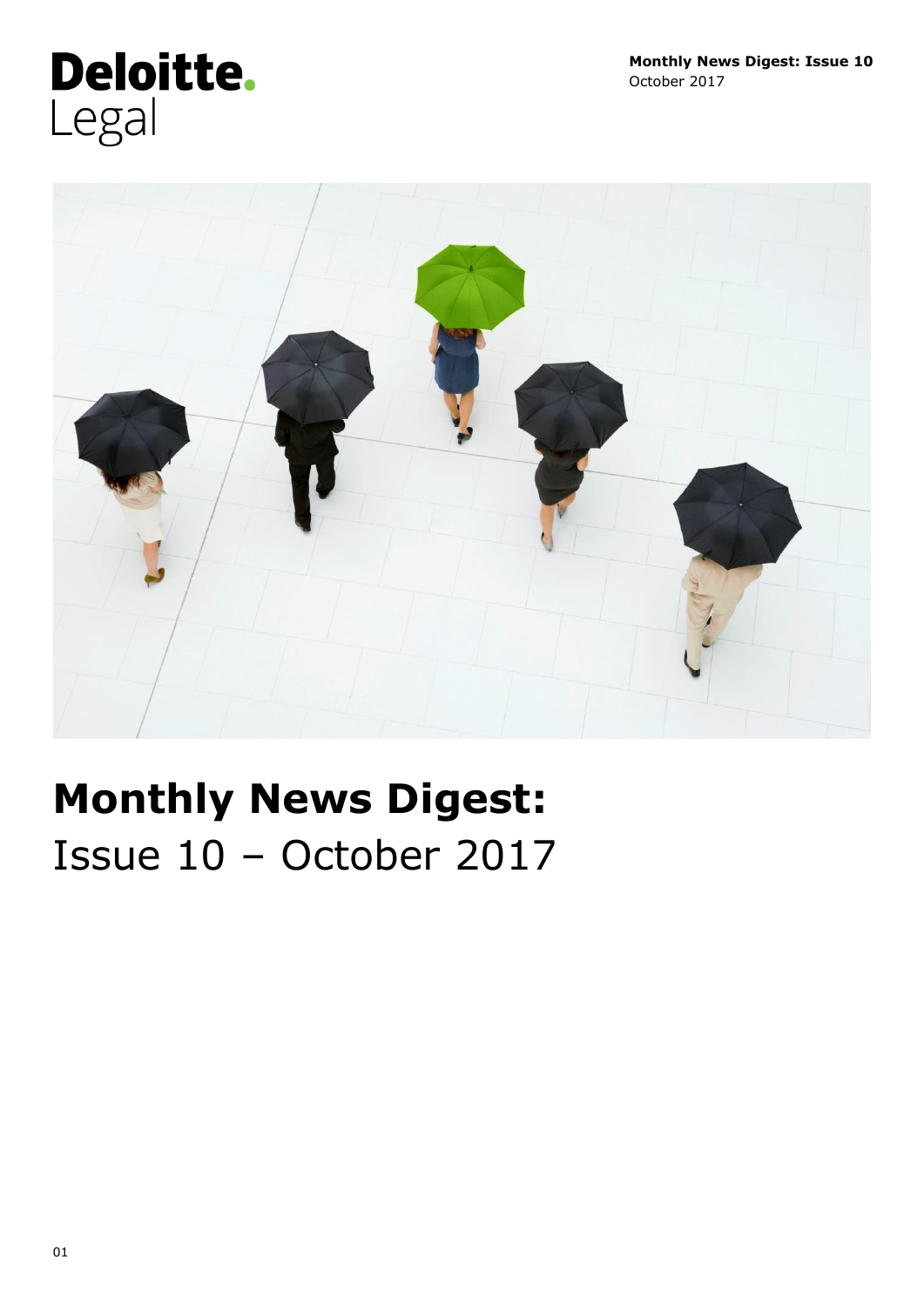Deloitte.
Legal

Monthly News Digest: Issue 10
October 2017

# Monthly News Digest:
Issue 10 – October 2017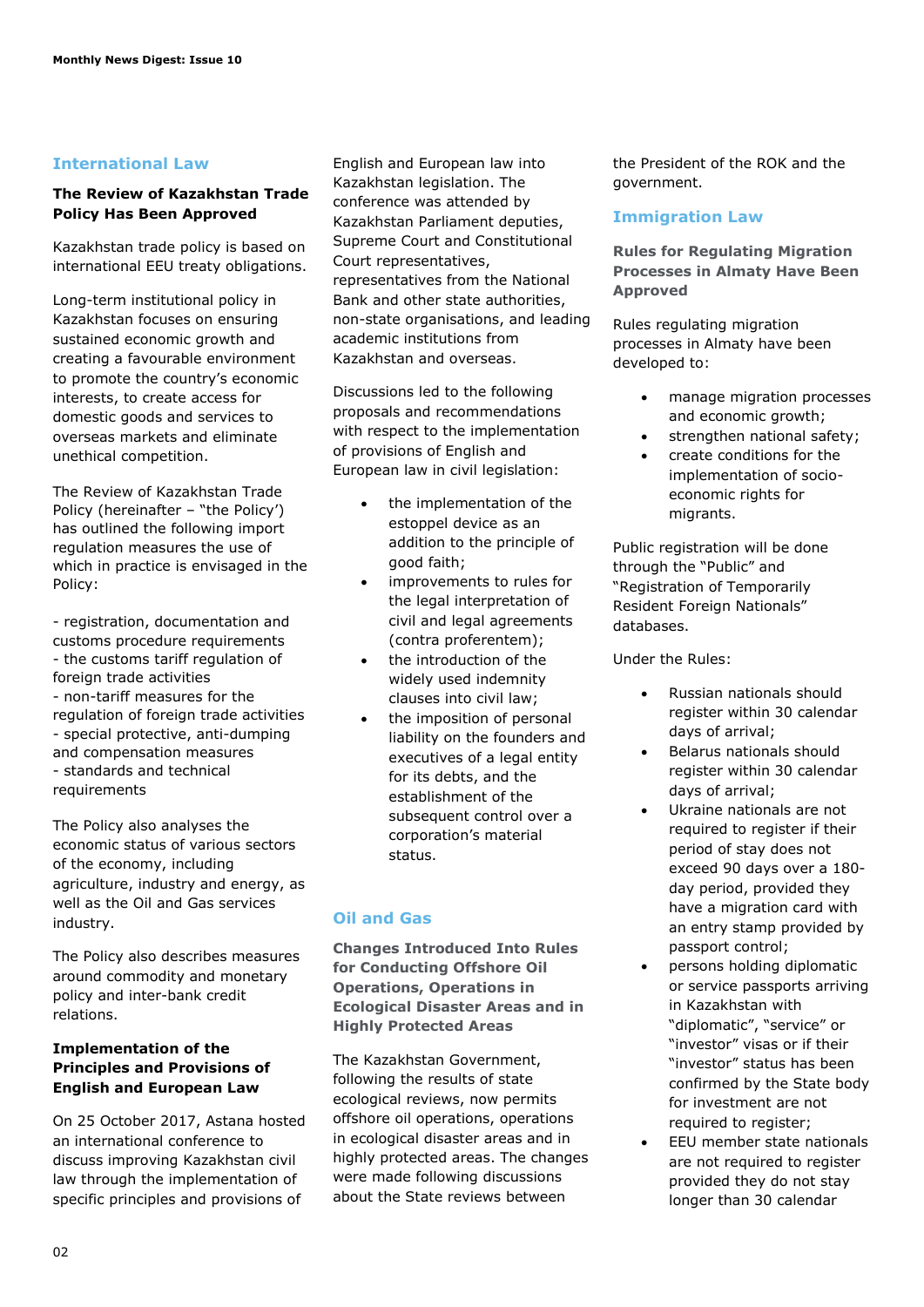## International Law

### The Review of Kazakhstan Trade Policy Has Been Approved

Kazakhstan trade policy is based on international EEU treaty obligations.

Long-term institutional policy in Kazakhstan focuses on ensuring sustained economic growth and creating a favourable environment to promote the country's economic interests, to create access for domestic goods and services to overseas markets and eliminate unethical competition.

The Review of Kazakhstan Trade Policy (hereinafter – "the Policy') has outlined the following import regulation measures the use of which in practice is envisaged in the Policy:

- registration, documentation and customs procedure requirements
- the customs tariff regulation of foreign trade activities
- non-tariff measures for the regulation of foreign trade activities
- special protective, anti-dumping and compensation measures
- standards and technical requirements

The Policy also analyses the economic status of various sectors of the economy, including agriculture, industry and energy, as well as the Oil and Gas services industry.

The Policy also describes measures around commodity and monetary policy and inter-bank credit relations.

### Implementation of the Principles and Provisions of English and European Law

On 25 October 2017, Astana hosted an international conference to discuss improving Kazakhstan civil law through the implementation of specific principles and provisions of English and European law into Kazakhstan legislation. The conference was attended by Kazakhstan Parliament deputies, Supreme Court and Constitutional Court representatives, representatives from the National Bank and other state authorities, non-state organisations, and leading academic institutions from Kazakhstan and overseas.

Discussions led to the following proposals and recommendations with respect to the implementation of provisions of English and European law in civil legislation:

- the implementation of the estoppel device as an addition to the principle of good faith;
- improvements to rules for the legal interpretation of civil and legal agreements (contra proferentem);
- the introduction of the widely used indemnity clauses into civil law;
- the imposition of personal liability on the founders and executives of a legal entity for its debts, and the establishment of the subsequent control over a corporation's material status.

## Oil and Gas

### Changes Introduced Into Rules for Conducting Offshore Oil Operations, Operations in Ecological Disaster Areas and in Highly Protected Areas

The Kazakhstan Government, following the results of state ecological reviews, now permits offshore oil operations, operations in ecological disaster areas and in highly protected areas. The changes were made following discussions about the State reviews between the President of the ROK and the government.

## Immigration Law

### Rules for Regulating Migration Processes in Almaty Have Been Approved

Rules regulating migration processes in Almaty have been developed to:

- manage migration processes and economic growth;
- strengthen national safety;
- create conditions for the implementation of socio-economic rights for migrants.

Public registration will be done through the "Public" and "Registration of Temporarily Resident Foreign Nationals" databases.

Under the Rules:

- Russian nationals should register within 30 calendar days of arrival;
- Belarus nationals should register within 30 calendar days of arrival;
- Ukraine nationals are not required to register if their period of stay does not exceed 90 days over a 180-day period, provided they have a migration card with an entry stamp provided by passport control;
- persons holding diplomatic or service passports arriving in Kazakhstan with "diplomatic", "service" or "investor" visas or if their "investor" status has been confirmed by the State body for investment are not required to register;
- EEU member state nationals are not required to register provided they do not stay longer than 30 calendar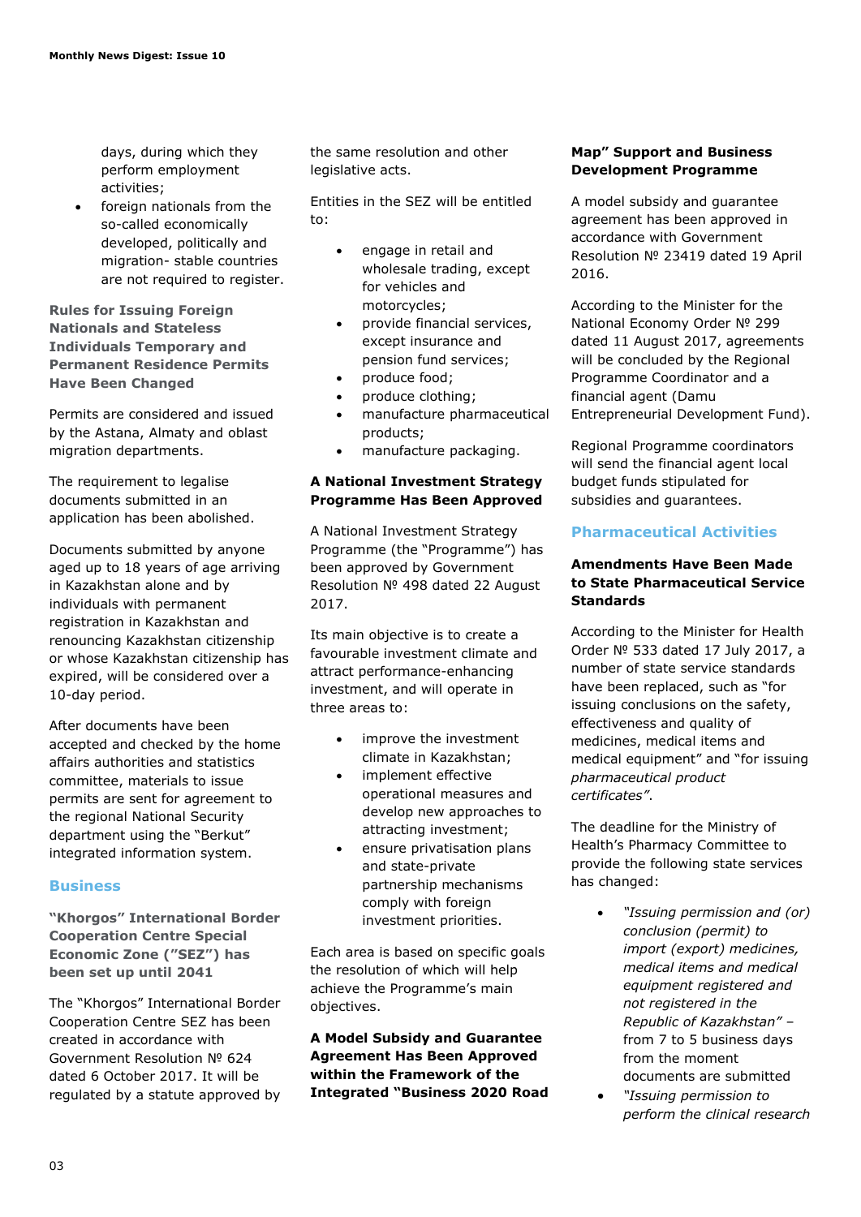days, during which they perform employment activities;
- foreign nationals from the so-called economically developed, politically and migration- stable countries are not required to register.

### Rules for Issuing Foreign Nationals and Stateless Individuals Temporary and Permanent Residence Permits Have Been Changed

Permits are considered and issued by the Astana, Almaty and oblast migration departments.

The requirement to legalise documents submitted in an application has been abolished.

Documents submitted by anyone aged up to 18 years of age arriving in Kazakhstan alone and by individuals with permanent registration in Kazakhstan and renouncing Kazakhstan citizenship or whose Kazakhstan citizenship has expired, will be considered over a 10-day period.

After documents have been accepted and checked by the home affairs authorities and statistics committee, materials to issue permits are sent for agreement to the regional National Security department using the "Berkut" integrated information system.

## Business

### "Khorgos" International Border Cooperation Centre Special Economic Zone ("SEZ") has been set up until 2041

The "Khorgos" International Border Cooperation Centre SEZ has been created in accordance with Government Resolution № 624 dated 6 October 2017. It will be regulated by a statute approved by the same resolution and other legislative acts.

Entities in the SEZ will be entitled to:

- engage in retail and wholesale trading, except for vehicles and motorcycles;
- provide financial services, except insurance and pension fund services;
- produce food;
- produce clothing;
- manufacture pharmaceutical products;
- manufacture packaging.

### A National Investment Strategy Programme Has Been Approved

A National Investment Strategy Programme (the "Programme") has been approved by Government Resolution № 498 dated 22 August 2017.

Its main objective is to create a favourable investment climate and attract performance-enhancing investment, and will operate in three areas to:

- improve the investment climate in Kazakhstan;
- implement effective operational measures and develop new approaches to attracting investment;
- ensure privatisation plans and state-private partnership mechanisms comply with foreign investment priorities.

Each area is based on specific goals the resolution of which will help achieve the Programme's main objectives.

### A Model Subsidy and Guarantee Agreement Has Been Approved within the Framework of the Integrated "Business 2020 Road Map" Support and Business Development Programme

A model subsidy and guarantee agreement has been approved in accordance with Government Resolution № 23419 dated 19 April 2016.

According to the Minister for the National Economy Order № 299 dated 11 August 2017, agreements will be concluded by the Regional Programme Coordinator and a financial agent (Damu Entrepreneurial Development Fund).

Regional Programme coordinators will send the financial agent local budget funds stipulated for subsidies and guarantees.

## Pharmaceutical Activities

### Amendments Have Been Made to State Pharmaceutical Service Standards

According to the Minister for Health Order № 533 dated 17 July 2017, a number of state service standards have been replaced, such as "for issuing conclusions on the safety, effectiveness and quality of medicines, medical items and medical equipment" and "for issuing *pharmaceutical product certificates*".

The deadline for the Ministry of Health's Pharmacy Committee to provide the following state services has changed:

- *"Issuing permission and (or) conclusion (permit) to import (export) medicines, medical items and medical equipment registered and not registered in the Republic of Kazakhstan"* – from 7 to 5 business days from the moment documents are submitted
- *"Issuing permission to perform the clinical research*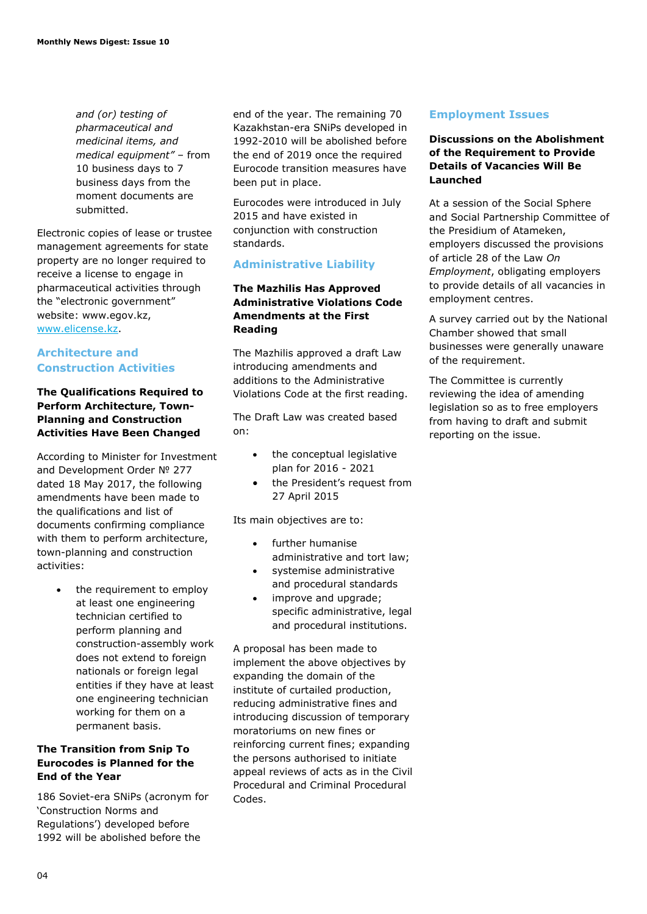*and (or) testing of pharmaceutical and medicinal items, and medical equipment"* – from 10 business days to 7 business days from the moment documents are submitted.

Electronic copies of lease or trustee management agreements for state property are no longer required to receive a license to engage in pharmaceutical activities through the "electronic government" website: www.egov.kz, [www.elicense.kz](www.elicense.kz).

## Architecture and Construction Activities

### The Qualifications Required to Perform Architecture, Town-Planning and Construction Activities Have Been Changed

According to Minister for Investment and Development Order № 277 dated 18 May 2017, the following amendments have been made to the qualifications and list of documents confirming compliance with them to perform architecture, town-planning and construction activities:

- the requirement to employ at least one engineering technician certified to perform planning and construction-assembly work does not extend to foreign nationals or foreign legal entities if they have at least one engineering technician working for them on a permanent basis.

### The Transition from Snip To Eurocodes is Planned for the End of the Year

186 Soviet-era SNiPs (acronym for 'Construction Norms and Regulations') developed before 1992 will be abolished before the end of the year. The remaining 70 Kazakhstan-era SNiPs developed in 1992-2010 will be abolished before the end of 2019 once the required Eurocode transition measures have been put in place.

Eurocodes were introduced in July 2015 and have existed in conjunction with construction standards.

## Administrative Liability

### The Mazhilis Has Approved Administrative Violations Code Amendments at the First Reading

The Mazhilis approved a draft Law introducing amendments and additions to the Administrative Violations Code at the first reading.

The Draft Law was created based on:

- the conceptual legislative plan for 2016 - 2021
- the President's request from 27 April 2015

Its main objectives are to:

- further humanise administrative and tort law;
- systemise administrative and procedural standards
- improve and upgrade; specific administrative, legal and procedural institutions.

A proposal has been made to implement the above objectives by expanding the domain of the institute of curtailed production, reducing administrative fines and introducing discussion of temporary moratoriums on new fines or reinforcing current fines; expanding the persons authorised to initiate appeal reviews of acts as in the Civil Procedural and Criminal Procedural Codes.

## Employment Issues

### Discussions on the Abolishment of the Requirement to Provide Details of Vacancies Will Be Launched

At a session of the Social Sphere and Social Partnership Committee of the Presidium of Atameken, employers discussed the provisions of article 28 of the Law *On Employment*, obligating employers to provide details of all vacancies in employment centres.

A survey carried out by the National Chamber showed that small businesses were generally unaware of the requirement.

The Committee is currently reviewing the idea of amending legislation so as to free employers from having to draft and submit reporting on the issue.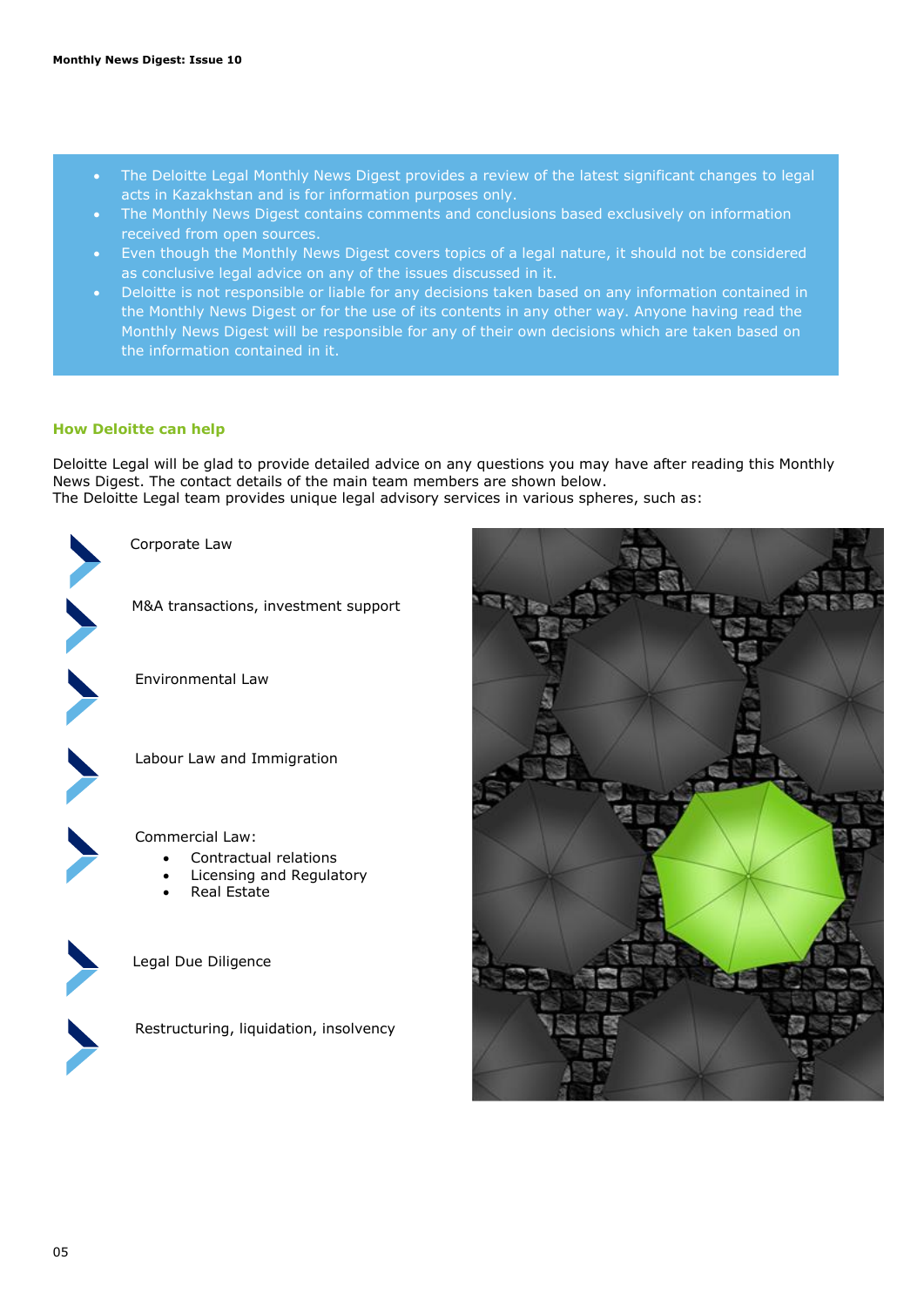- The Deloitte Legal Monthly News Digest provides a review of the latest significant changes to legal acts in Kazakhstan and is for information purposes only.
- The Monthly News Digest contains comments and conclusions based exclusively on information received from open sources.
- Even though the Monthly News Digest covers topics of a legal nature, it should not be considered as conclusive legal advice on any of the issues discussed in it.
- Deloitte is not responsible or liable for any decisions taken based on any information contained in the Monthly News Digest or for the use of its contents in any other way. Anyone having read the Monthly News Digest will be responsible for any of their own decisions which are taken based on the information contained in it.

## How Deloitte can help

Deloitte Legal will be glad to provide detailed advice on any questions you may have after reading this Monthly News Digest. The contact details of the main team members are shown below.
The Deloitte Legal team provides unique legal advisory services in various spheres, such as:

- Corporate Law
- M&A transactions, investment support
- Environmental Law
- Labour Law and Immigration
- Commercial Law:
  - Contractual relations
  - Licensing and Regulatory
  - Real Estate
- Legal Due Diligence
- Restructuring, liquidation, insolvency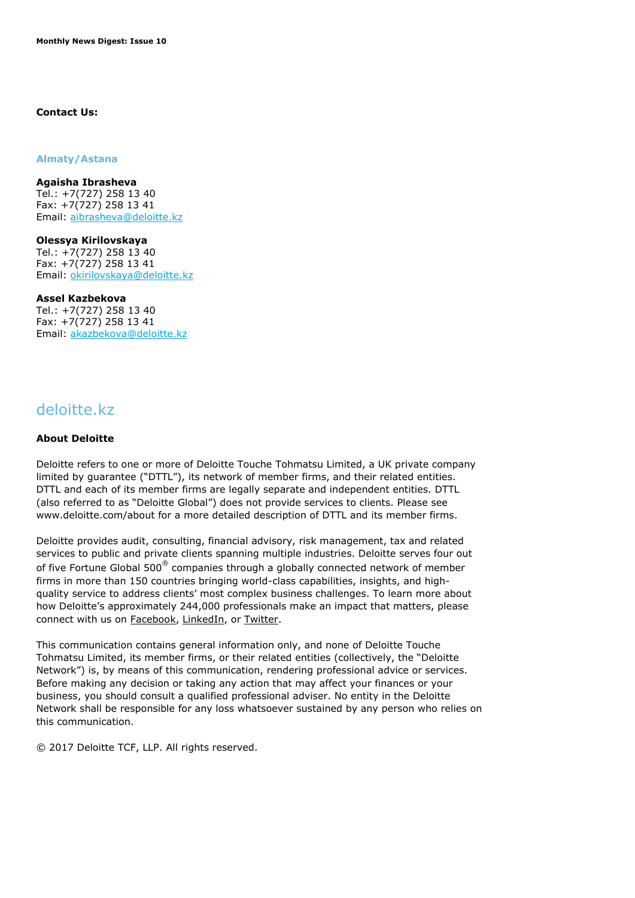**Contact Us:**

**Almaty/Astana**

**Agaisha Ibrasheva**
Tel.: +7(727) 258 13 40
Fax: +7(727) 258 13 41
Email: aibrasheva@deloitte.kz

**Olessya Kirilovskaya**
Tel.: +7(727) 258 13 40
Fax: +7(727) 258 13 41
Email: okirilovskaya@deloitte.kz

**Assel Kazbekova**
Tel.: +7(727) 258 13 40
Fax: +7(727) 258 13 41
Email: akazbekova@deloitte.kz

deloitte.kz

**About Deloitte**

Deloitte refers to one or more of Deloitte Touche Tohmatsu Limited, a UK private company limited by guarantee ("DTTL"), its network of member firms, and their related entities. DTTL and each of its member firms are legally separate and independent entities. DTTL (also referred to as "Deloitte Global") does not provide services to clients. Please see www.deloitte.com/about for a more detailed description of DTTL and its member firms.

Deloitte provides audit, consulting, financial advisory, risk management, tax and related services to public and private clients spanning multiple industries. Deloitte serves four out of five Fortune Global 500® companies through a globally connected network of member firms in more than 150 countries bringing world-class capabilities, insights, and high-quality service to address clients' most complex business challenges. To learn more about how Deloitte's approximately 244,000 professionals make an impact that matters, please connect with us on Facebook, LinkedIn, or Twitter.

This communication contains general information only, and none of Deloitte Touche Tohmatsu Limited, its member firms, or their related entities (collectively, the "Deloitte Network") is, by means of this communication, rendering professional advice or services. Before making any decision or taking any action that may affect your finances or your business, you should consult a qualified professional adviser. No entity in the Deloitte Network shall be responsible for any loss whatsoever sustained by any person who relies on this communication.

© 2017 Deloitte TCF, LLP. All rights reserved.